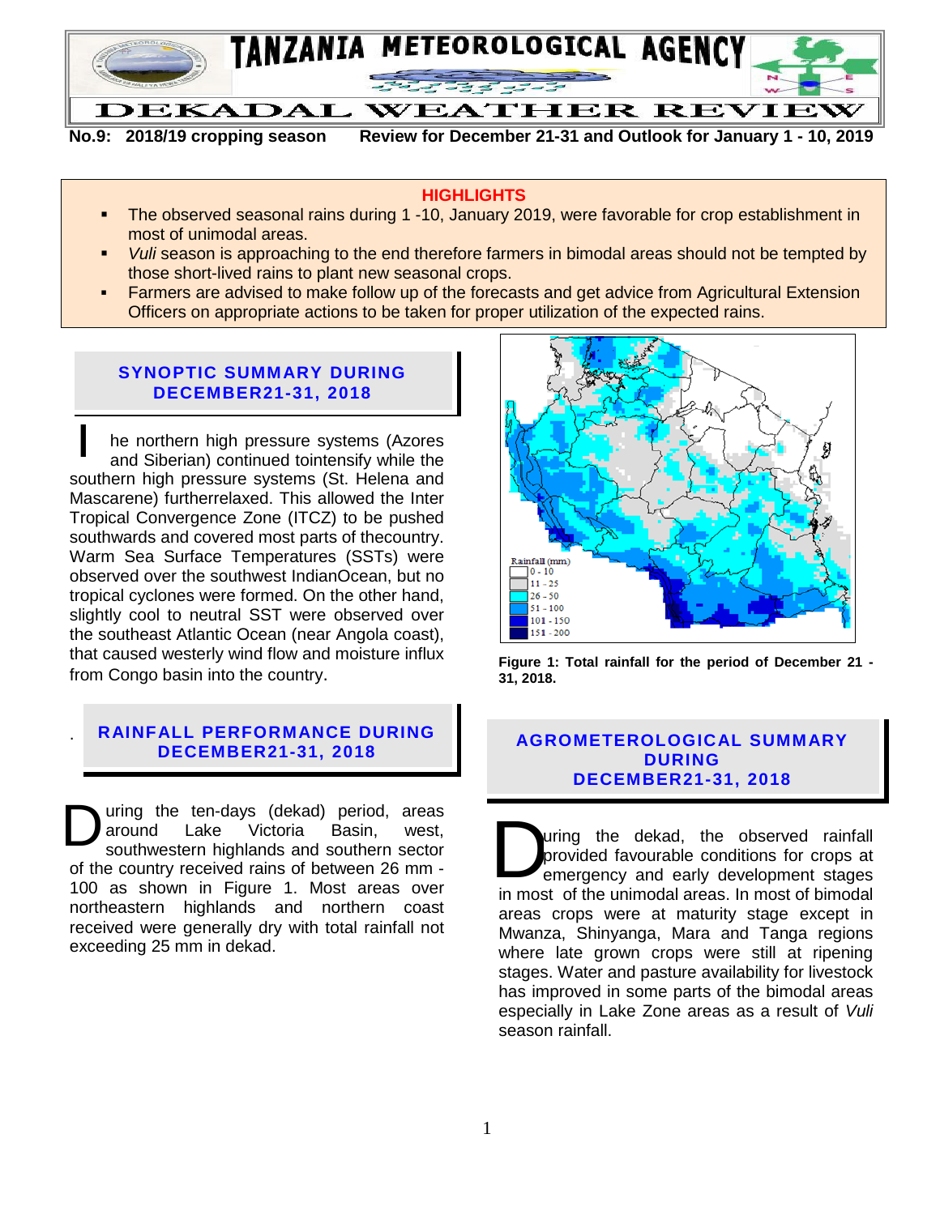# TANZANIA METEOROLOGICAL AGENCY

## DEKADAL WEATHER REVIEW

**No.9: 2018/19 cropping season Review for December 21-31 and Outlook for January 1 - 10, 2019**

**HIGHLIGHTS**

- The observed seasonal rains during 1 -10, January 2019, were favorable for crop establishment in most of unimodal areas.
- *Vuli* season is approaching to the end therefore farmers in bimodal areas should not be tempted by those short-lived rains to plant new seasonal crops.
- Farmers are advised to make follow up of the forecasts and get advice from Agricultural Extension Officers on appropriate actions to be taken for proper utilization of the expected rains.

## SYNOPTIC SUMMARY DURING DECEMBER21-31, 2018

The northern high pressure systems (Azores and Siberian) continued tointensify while the southern high pressure systems (St. Helena and Mascarene) furtherrelaxed. This allowed the Inter Tropical Convergence Zone (ITCZ) to be pushed southwards and covered most parts of thecountry. Warm Sea Surface Temperatures (SSTs) were observed over the southwest IndianOcean, but no tropical cyclones were formed. On the other hand, slightly cool to neutral SST were observed over the southeast Atlantic Ocean (near Angola coast), that caused westerly wind flow and moisture influx from Congo basin into the country.

## RAINFALL PERFORMANCE DURING DECEMBER21-31, 2018

During the ten-days (dekad) period, areas around Lake Victoria Basin, west, southwestern highlands and southern sector of the country received rains of between 26 mm - 100 as shown in Figure 1. Most areas over northeastern highlands and northern coast received were generally dry with total rainfall not exceeding 25 mm in dekad.

Rainfall (mm)
0 - 10
11 - 25
26 - 50
51 - 100
101 - 150
151 - 200

**Figure 1: Total rainfall for the period of December 21 - 31, 2018.**

## AGROMETEROLOGICAL SUMMARY DURING DECEMBER21-31, 2018

During the dekad, the observed rainfall provided favourable conditions for crops at emergency and early development stages in most of the unimodal areas. In most of bimodal areas crops were at maturity stage except in Mwanza, Shinyanga, Mara and Tanga regions where late grown crops were still at ripening stages. Water and pasture availability for livestock has improved in some parts of the bimodal areas especially in Lake Zone areas as a result of *Vuli* season rainfall.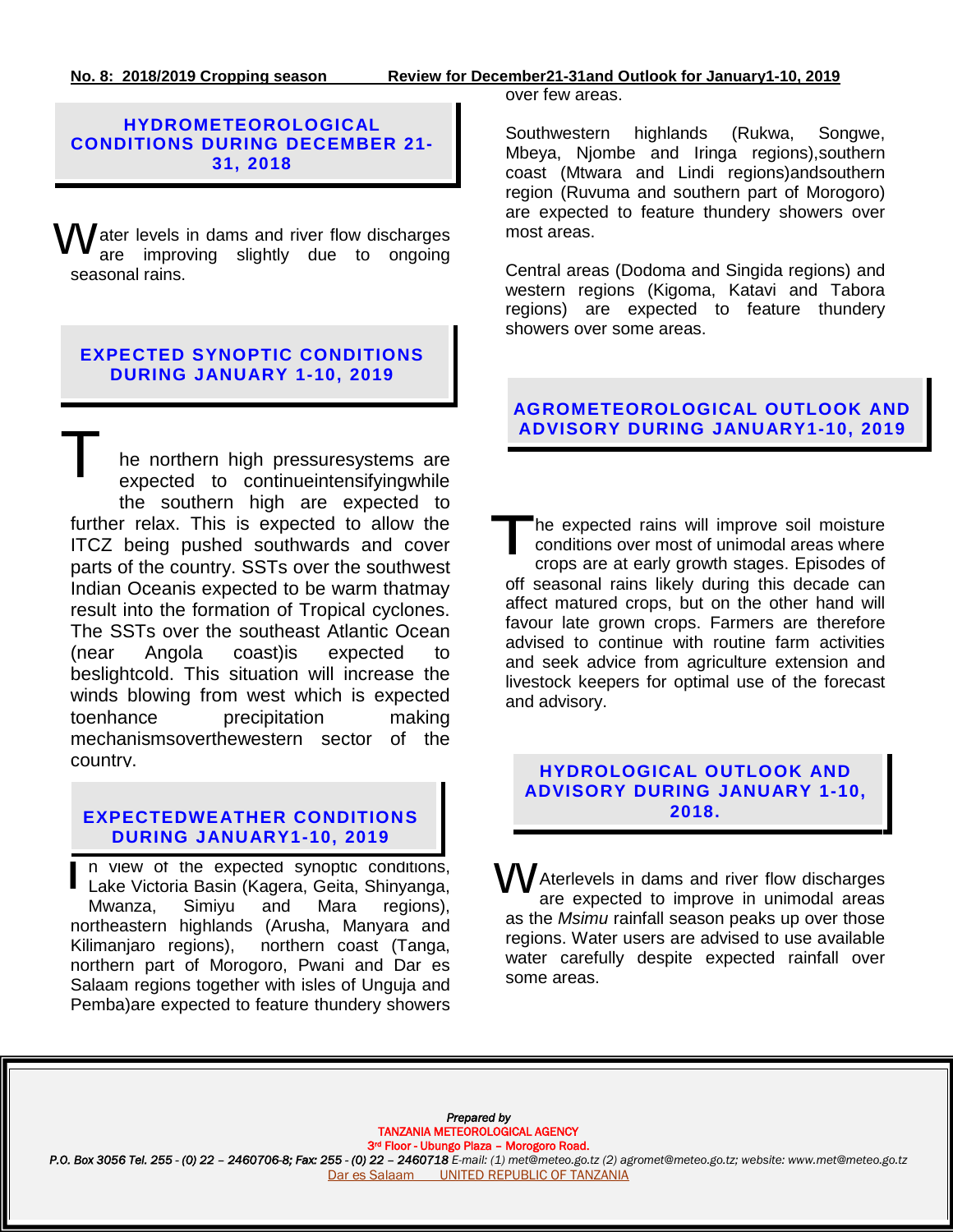**No. 8: 2018/2019 Cropping season Review for December21-31and Outlook for January1-10, 2019**

## HYDROMETEOROLOGICAL CONDITIONS DURING DECEMBER 21-31, 2018

Water levels in dams and river flow discharges are improving slightly due to ongoing seasonal rains.

## EXPECTED SYNOPTIC CONDITIONS DURING JANUARY 1-10, 2019

The northern high pressuresystems are expected to continueintensifyingwhile the southern high are expected to further relax. This is expected to allow the ITCZ being pushed southwards and cover parts of the country. SSTs over the southwest Indian Oceanis expected to be warm thatmay result into the formation of Tropical cyclones. The SSTs over the southeast Atlantic Ocean (near Angola coast)is expected to beslightcold. This situation will increase the winds blowing from west which is expected toenhance precipitation making mechanismsoverthewestern sector of the country.

## EXPECTEDWEATHER CONDITIONS DURING JANUARY1-10, 2019

In view of the expected synoptic conditions, Lake Victoria Basin (Kagera, Geita, Shinyanga, Mwanza, Simiyu and Mara regions), northeastern highlands (Arusha, Manyara and Kilimanjaro regions), northern coast (Tanga, northern part of Morogoro, Pwani and Dar es Salaam regions together with isles of Unguja and Pemba)are expected to feature thundery showers over few areas.

Southwestern highlands (Rukwa, Songwe, Mbeya, Njombe and Iringa regions),southern coast (Mtwara and Lindi regions)andsouthern region (Ruvuma and southern part of Morogoro) are expected to feature thundery showers over most areas.

Central areas (Dodoma and Singida regions) and western regions (Kigoma, Katavi and Tabora regions) are expected to feature thundery showers over some areas.

## AGROMETEOROLOGICAL OUTLOOK AND ADVISORY DURING JANUARY1-10, 2019

The expected rains will improve soil moisture conditions over most of unimodal areas where crops are at early growth stages. Episodes of off seasonal rains likely during this decade can affect matured crops, but on the other hand will favour late grown crops. Farmers are therefore advised to continue with routine farm activities and seek advice from agriculture extension and livestock keepers for optimal use of the forecast and advisory.

## HYDROLOGICAL OUTLOOK AND ADVISORY DURING JANUARY 1-10, 2018.

WAterlevels in dams and river flow discharges are expected to improve in unimodal areas as the *Msimu* rainfall season peaks up over those regions. Water users are advised to use available water carefully despite expected rainfall over some areas.

*Prepared by*

TANZANIA METEOROLOGICAL AGENCY

3rd Floor - Ubungo Plaza – Morogoro Road.

*P.O. Box 3056 Tel. 255 - (0) 22 – 2460706-8; Fax: 255 - (0) 22 – 2460718 E-mail: (1) met@meteo.go.tz (2) agromet@meteo.go.tz; website: www.met@meteo.go.tz*

Dar es Salaam UNITED REPUBLIC OF TANZANIA